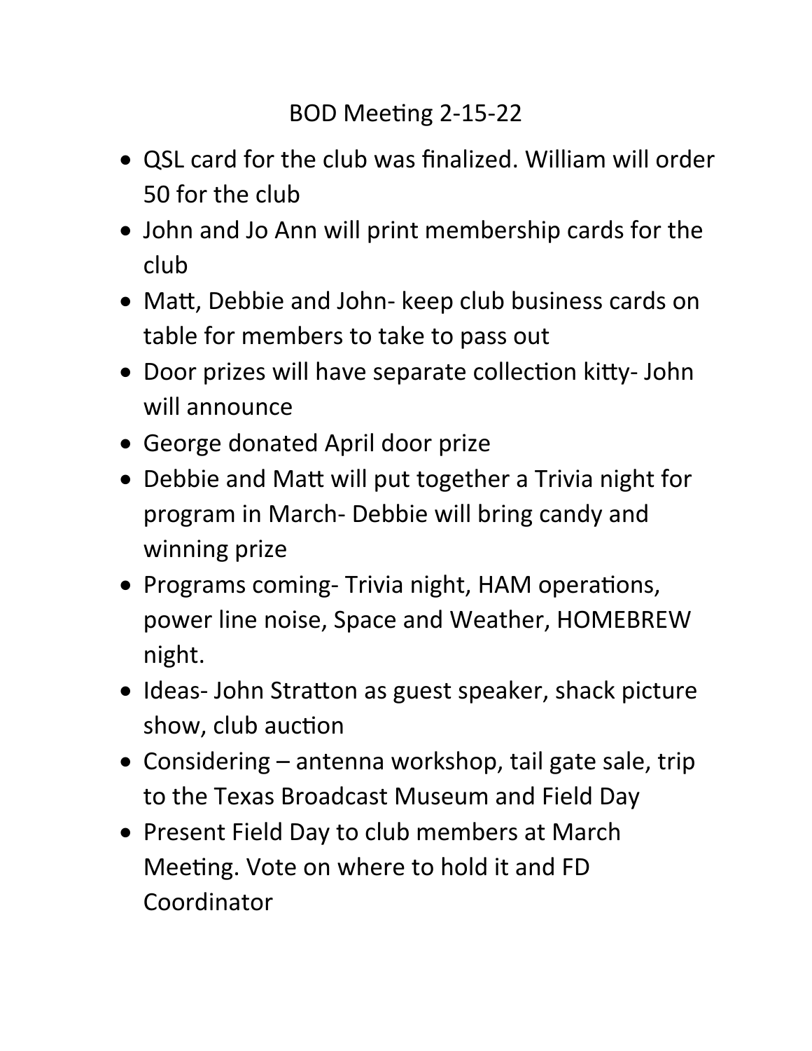# BOD Meeting 2-15-22

- QSL card for the club was finalized. William will order 50 for the club
- John and Jo Ann will print membership cards for the club
- Matt, Debbie and John- keep club business cards on table for members to take to pass out
- Door prizes will have separate collection kitty- John will announce
- George donated April door prize
- Debbie and Matt will put together a Trivia night for program in March- Debbie will bring candy and winning prize
- Programs coming- Trivia night, HAM operations, power line noise, Space and Weather, HOMEBREW night.
- Ideas- John Stratton as guest speaker, shack picture show, club auction
- Considering – antenna workshop, tail gate sale, trip to the Texas Broadcast Museum and Field Day
- Present Field Day to club members at March Meeting. Vote on where to hold it and FD Coordinator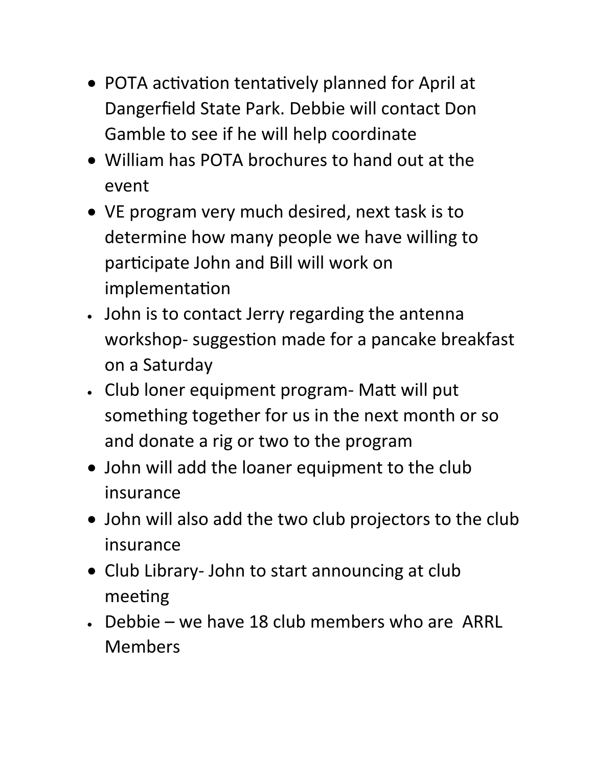- POTA activation tentatively planned for April at Dangerfield State Park. Debbie will contact Don Gamble to see if he will help coordinate
- William has POTA brochures to hand out at the event
- VE program very much desired, next task is to determine how many people we have willing to participate John and Bill will work on implementation
- John is to contact Jerry regarding the antenna workshop- suggestion made for a pancake breakfast on a Saturday
- Club loner equipment program- Matt will put something together for us in the next month or so and donate a rig or two to the program
- John will add the loaner equipment to the club insurance
- John will also add the two club projectors to the club insurance
- Club Library- John to start announcing at club meeting
- Debbie – we have 18 club members who are ARRL Members